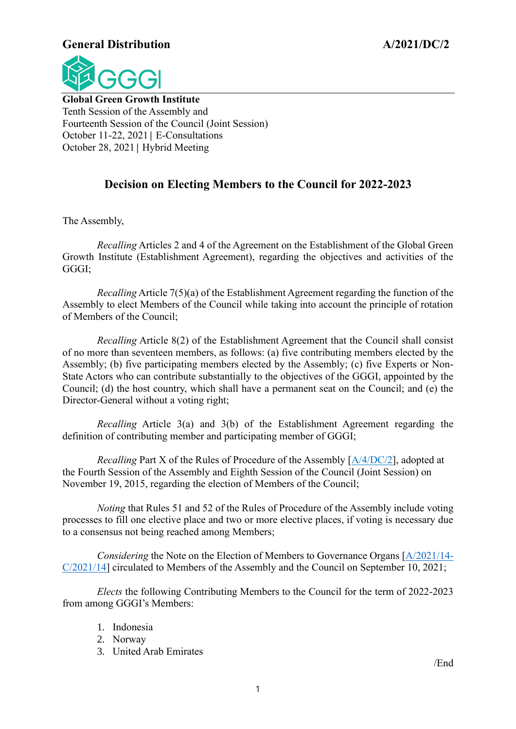**General Distribution** **A/2021/DC/2**

**Global Green Growth Institute**
Tenth Session of the Assembly and
Fourteenth Session of the Council (Joint Session)
October 11-22, 2021 | E-Consultations
October 28, 2021 | Hybrid Meeting

## Decision on Electing Members to the Council for 2022-2023

The Assembly,

*Recalling* Articles 2 and 4 of the Agreement on the Establishment of the Global Green Growth Institute (Establishment Agreement), regarding the objectives and activities of the GGGI;

*Recalling* Article 7(5)(a) of the Establishment Agreement regarding the function of the Assembly to elect Members of the Council while taking into account the principle of rotation of Members of the Council;

*Recalling* Article 8(2) of the Establishment Agreement that the Council shall consist of no more than seventeen members, as follows: (a) five contributing members elected by the Assembly; (b) five participating members elected by the Assembly; (c) five Experts or Non-State Actors who can contribute substantially to the objectives of the GGGI, appointed by the Council; (d) the host country, which shall have a permanent seat on the Council; and (e) the Director-General without a voting right;

*Recalling* Article 3(a) and 3(b) of the Establishment Agreement regarding the definition of contributing member and participating member of GGGI;

*Recalling* Part X of the Rules of Procedure of the Assembly [A/4/DC/2], adopted at the Fourth Session of the Assembly and Eighth Session of the Council (Joint Session) on November 19, 2015, regarding the election of Members of the Council;

*Noting* that Rules 51 and 52 of the Rules of Procedure of the Assembly include voting processes to fill one elective place and two or more elective places, if voting is necessary due to a consensus not being reached among Members;

*Considering* the Note on the Election of Members to Governance Organs [A/2021/14-C/2021/14] circulated to Members of the Assembly and the Council on September 10, 2021;

*Elects* the following Contributing Members to the Council for the term of 2022-2023 from among GGGI's Members:

1. Indonesia
2. Norway
3. United Arab Emirates

/End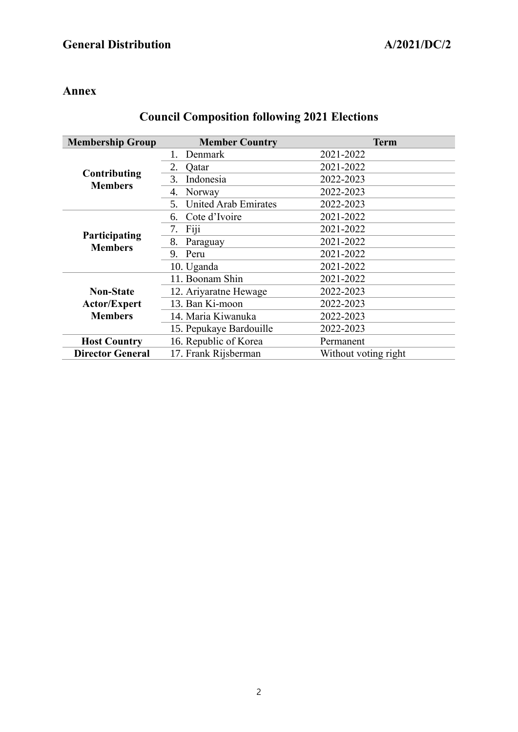## Annex

### Council Composition following 2021 Elections

| Membership Group | Member Country | Term |
| --- | --- | --- |
| Contributing Members | 1. Denmark | 2021-2022 |
| | 2. Qatar | 2021-2022 |
| | 3. Indonesia | 2022-2023 |
| | 4. Norway | 2022-2023 |
| | 5. United Arab Emirates | 2022-2023 |
| Participating Members | 6. Cote d'Ivoire | 2021-2022 |
| | 7. Fiji | 2021-2022 |
| | 8. Paraguay | 2021-2022 |
| | 9. Peru | 2021-2022 |
| | 10. Uganda | 2021-2022 |
| Non-State Actor/Expert Members | 11. Boonam Shin | 2021-2022 |
| | 12. Ariyaratne Hewage | 2022-2023 |
| | 13. Ban Ki-moon | 2022-2023 |
| | 14. Maria Kiwanuka | 2022-2023 |
| | 15. Pepukaye Bardouille | 2022-2023 |
| Host Country | 16. Republic of Korea | Permanent |
| Director General | 17. Frank Rijsberman | Without voting right |